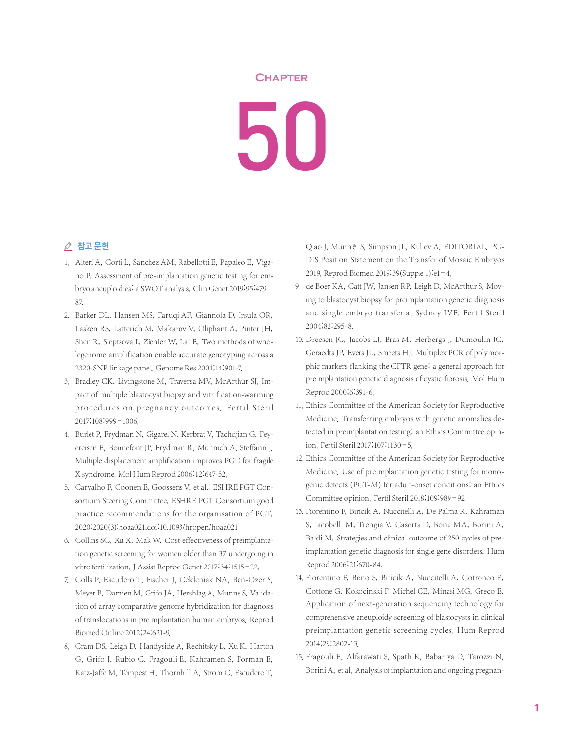# Chapter

# 50

## 참고 문헌

1. Alteri A, Corti L, Sanchez AM, Rabellotti E, Papaleo E, Vigano P. Assessment of pre-implantation genetic testing for embryo aneuploidies: a SWOT analysis. Clin Genet 2019;95:479–87.
2. Barker DL, Hansen MS, Faruqi AF, Giannola D, Irsula OR, Lasken RS, Latterich M, Makarov V, Oliphant A, Pinter JH, Shen R, Sleptsova I, Ziehler W, Lai E. Two methods of whole-genome amplification enable accurate genotyping across a 2320-SNP linkage panel. Genome Res 2004;14:901-7.
3. Bradley CK, Livingstone M, Traversa MV, McArthur SJ. Impact of multiple blastocyst biopsy and vitrification-warming procedures on pregnancy outcomes. Fertil Steril 2017;108:999–1006.
4. Burlet P, Frydman N, Gigarel N, Kerbrat V, Tachdjian G, Feyereisen E, Bonnefont JP, Frydman R, Munnich A, Steffann J. Multiple displacement amplification improves PGD for fragile X syndrome. Mol Hum Reprod 2006;12:647-52.
5. Carvalho F, Coonen E, Goossens V, et al.; ESHRE PGT Consortium Steering Committee. ESHRE PGT Consortium good practice recommendations for the organisation of PGT. 2020;2020(3):hoaa021.doi:10.1093/hropen/hoaa021
6. Collins SC, Xu X, Mak W. Cost-effectiveness of preimplantation genetic screening for women older than 37 undergoing in vitro fertilization. J Assist Reprod Genet 2017;34:1515–22.
7. Colls P, Escudero T, Fischer J, Cekleniak NA, Ben-Ozer S, Meyer B, Damien M, Grifo JA, Hershlag A, Munne S. Validation of array comparative genome hybridization for diagnosis of translocations in preimplantation human embryos. Reprod Biomed Online 2012;24:621-9.
8. Cram DS, Leigh D, Handyside A, Rechitsky L, Xu K, Harton G, Grifo J, Rubio C, Fragouli E, Kahramen S, Forman E, Katz-Jaffe M, Tempest H, Thornhill A, Strom C, Escudero T, Qiao J, Munné S, Simpson JL, Kuliev A. EDITORIAL. PGDIS Position Statement on the Transfer of Mosaic Embryos 2019. Reprod Biomed 2019;39(Supple 1):e1–4.
9. de Boer KA, Catt JW, Jansen RP, Leigh D, McArthur S. Moving to blastocyst biopsy for preimplantation genetic diagnosis and single embryo transfer at Sydney IVF. Fertil Steril 2004;82:295-8.
10. Dreesen JC, Jacobs LJ, Bras M, Herbergs J, Dumoulin JC, Geraedts JP, Evers JL, Smeets HJ. Multiplex PCR of polymorphic markers flanking the CFTR gene: a general approach for preimplantation genetic diagnosis of cystic fibrosis. Mol Hum Reprod 2000;6:391-6.
11. Ethics Committee of the American Society for Reproductive Medicine. Transferring embryos with genetic anomalies detected in preimplantation testing: an Ethics Committee opinion. Fertil Steril 2017;107:1130–5.
12. Ethics Committee of the American Society for Reproductive Medicine. Use of preimplantation genetic testing for monogenic defects (PGT-M) for adult-onset conditions: an Ethics Committee opinion. Fertil Steril 2018;109:989–92
13. Fiorentino F, Biricik A, Nuccitelli A, De Palma R, Kahraman S, Iacobelli M, Trengia V, Caserta D, Bonu MA, Borini A, Baldi M. Strategies and clinical outcome of 250 cycles of preimplantation genetic diagnosis for single gene disorders. Hum Reprod 2006;21:670-84.
14. Fiorentino F, Bono S, Biricik A, Nuccitelli A, Cotroneo E, Cottone G, Kokocinski F, Michel CE, Minasi MG, Greco E. Application of next-generation sequencing technology for comprehensive aneuploidy screening of blastocysts in clinical preimplantation genetic screening cycles. Hum Reprod 2014;29:2802-13.
15. Fragouli E, Alfarawati S, Spath K, Babariya D, Tarozzi N, Borini A, et al. Analysis of implantation and ongoing pregnan-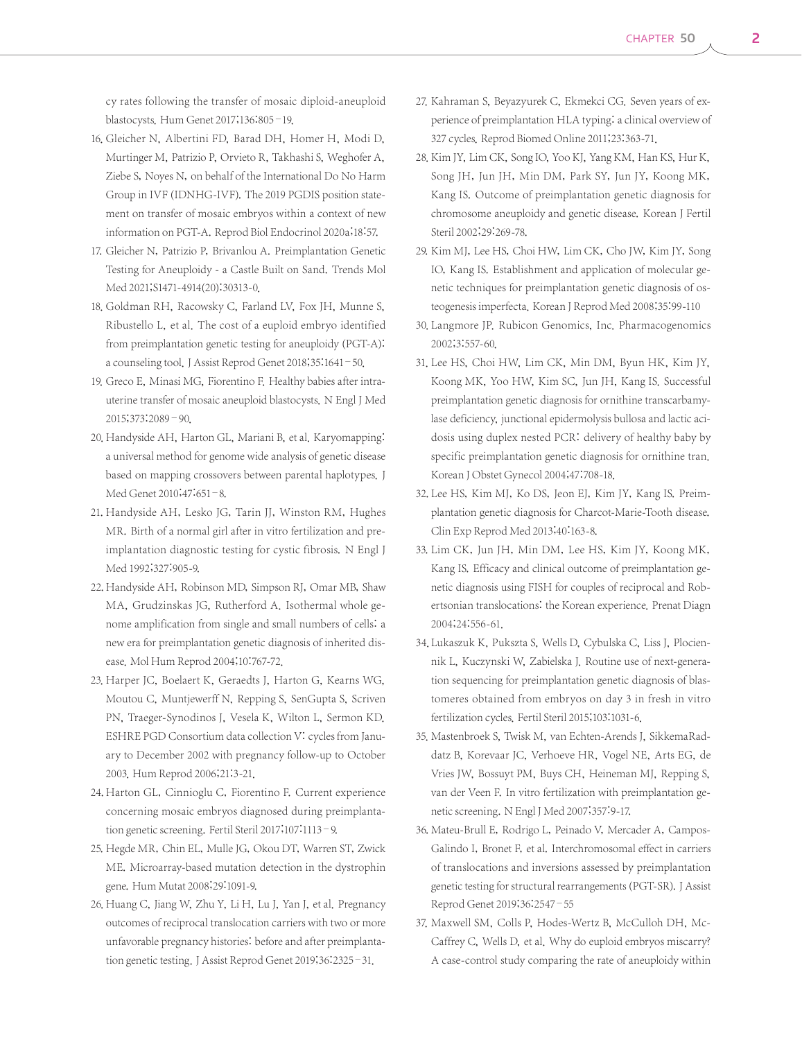cy rates following the transfer of mosaic diploid-aneuploid blastocysts. Hum Genet 2017;136:805–19.

16. Gleicher N, Albertini FD, Barad DH, Homer H, Modi D, Murtinger M, Patrizio P, Orvieto R, Takhashi S, Weghofer A, Ziebe S, Noyes N, on behalf of the International Do No Harm Group in IVF (IDNHG-IVF). The 2019 PGDIS position statement on transfer of mosaic embryos within a context of new information on PGT-A. Reprod Biol Endocrinol 2020a;18:57.
17. Gleicher N, Patrizio P, Brivanlou A. Preimplantation Genetic Testing for Aneuploidy - a Castle Built on Sand. Trends Mol Med 2021;S1471-4914(20):30313-0.
18. Goldman RH, Racowsky C, Farland LV, Fox JH, Munne S, Ribustello L, et al. The cost of a euploid embryo identified from preimplantation genetic testing for aneuploidy (PGT-A): a counseling tool. J Assist Reprod Genet 2018;35:1641–50.
19. Greco E, Minasi MG, Fiorentino F. Healthy babies after intrauterine transfer of mosaic aneuploid blastocysts. N Engl J Med 2015;373:2089–90.
20. Handyside AH, Harton GL, Mariani B, et al. Karyomapping: a universal method for genome wide analysis of genetic disease based on mapping crossovers between parental haplotypes. J Med Genet 2010;47:651–8.
21. Handyside AH, Lesko JG, Tarin JJ, Winston RM, Hughes MR. Birth of a normal girl after in vitro fertilization and preimplantation diagnostic testing for cystic fibrosis. N Engl J Med 1992;327:905-9.
22. Handyside AH, Robinson MD, Simpson RJ, Omar MB, Shaw MA, Grudzinskas JG, Rutherford A. Isothermal whole genome amplification from single and small numbers of cells: a new era for preimplantation genetic diagnosis of inherited disease. Mol Hum Reprod 2004;10:767-72.
23. Harper JC, Boelaert K, Geraedts J, Harton G, Kearns WG, Moutou C, Muntjewerff N, Repping S, SenGupta S, Scriven PN, Traeger-Synodinos J, Vesela K, Wilton L, Sermon KD. ESHRE PGD Consortium data collection V: cycles from January to December 2002 with pregnancy follow-up to October 2003. Hum Reprod 2006;21:3-21.
24. Harton GL, Cinnioglu C, Fiorentino F. Current experience concerning mosaic embryos diagnosed during preimplantation genetic screening. Fertil Steril 2017;107:1113–9.
25. Hegde MR, Chin EL, Mulle JG, Okou DT, Warren ST, Zwick ME. Microarray-based mutation detection in the dystrophin gene. Hum Mutat 2008;29:1091-9.
26. Huang C, Jiang W, Zhu Y, Li H, Lu J, Yan J, et al. Pregnancy outcomes of reciprocal translocation carriers with two or more unfavorable pregnancy histories: before and after preimplantation genetic testing. J Assist Reprod Genet 2019;36:2325–31.
27. Kahraman S, Beyazyurek C, Ekmekci CG. Seven years of experience of preimplantation HLA typing: a clinical overview of 327 cycles. Reprod Biomed Online 2011;23:363-71.
28. Kim JY, Lim CK, Song IO, Yoo KJ, Yang KM, Han KS, Hur K, Song JH, Jun JH, Min DM, Park SY, Jun JY, Koong MK, Kang IS. Outcome of preimplantation genetic diagnosis for chromosome aneuploidy and genetic disease. Korean J Fertil Steril 2002;29:269-78.
29. Kim MJ, Lee HS, Choi HW, Lim CK, Cho JW, Kim JY, Song IO, Kang IS. Establishment and application of molecular genetic techniques for preimplantation genetic diagnosis of osteogenesis imperfecta. Korean J Reprod Med 2008;35:99-110
30. Langmore JP. Rubicon Genomics, Inc. Pharmacogenomics 2002;3:557-60.
31. Lee HS, Choi HW, Lim CK, Min DM, Byun HK, Kim JY, Koong MK, Yoo HW, Kim SC, Jun JH, Kang IS. Successful preimplantation genetic diagnosis for ornithine transcarbamylase deficiency, junctional epidermolysis bullosa and lactic acidosis using duplex nested PCR: delivery of healthy baby by specific preimplantation genetic diagnosis for ornithine tran. Korean J Obstet Gynecol 2004;47:708-18.
32. Lee HS, Kim MJ, Ko DS, Jeon EJ, Kim JY, Kang IS. Preimplantation genetic diagnosis for Charcot-Marie-Tooth disease. Clin Exp Reprod Med 2013;40:163-8.
33. Lim CK, Jun JH, Min DM, Lee HS, Kim JY, Koong MK, Kang IS. Efficacy and clinical outcome of preimplantation genetic diagnosis using FISH for couples of reciprocal and Robertsonian translocations: the Korean experience. Prenat Diagn 2004;24:556-61.
34. Lukaszuk K, Pukszta S, Wells D, Cybulska C, Liss J, Plociennik L, Kuczynski W, Zabielska J. Routine use of next-generation sequencing for preimplantation genetic diagnosis of blastomeres obtained from embryos on day 3 in fresh in vitro fertilization cycles. Fertil Steril 2015;103:1031-6.
35. Mastenbroek S, Twisk M, van Echten-Arends J, SikkemaRaddatz B, Korevaar JC, Verhoeve HR, Vogel NE, Arts EG, de Vries JW, Bossuyt PM, Buys CH, Heineman MJ, Repping S, van der Veen F. In vitro fertilization with preimplantation genetic screening. N Engl J Med 2007;357:9-17.
36. Mateu-Brull E, Rodrigo L, Peinado V, Mercader A, Campos-Galindo I, Bronet F, et al. Interchromosomal effect in carriers of translocations and inversions assessed by preimplantation genetic testing for structural rearrangements (PGT-SR). J Assist Reprod Genet 2019;36:2547–55
37. Maxwell SM, Colls P, Hodes-Wertz B, McCulloh DH, McCaffrey C, Wells D, et al. Why do euploid embryos miscarry? A case-control study comparing the rate of aneuploidy within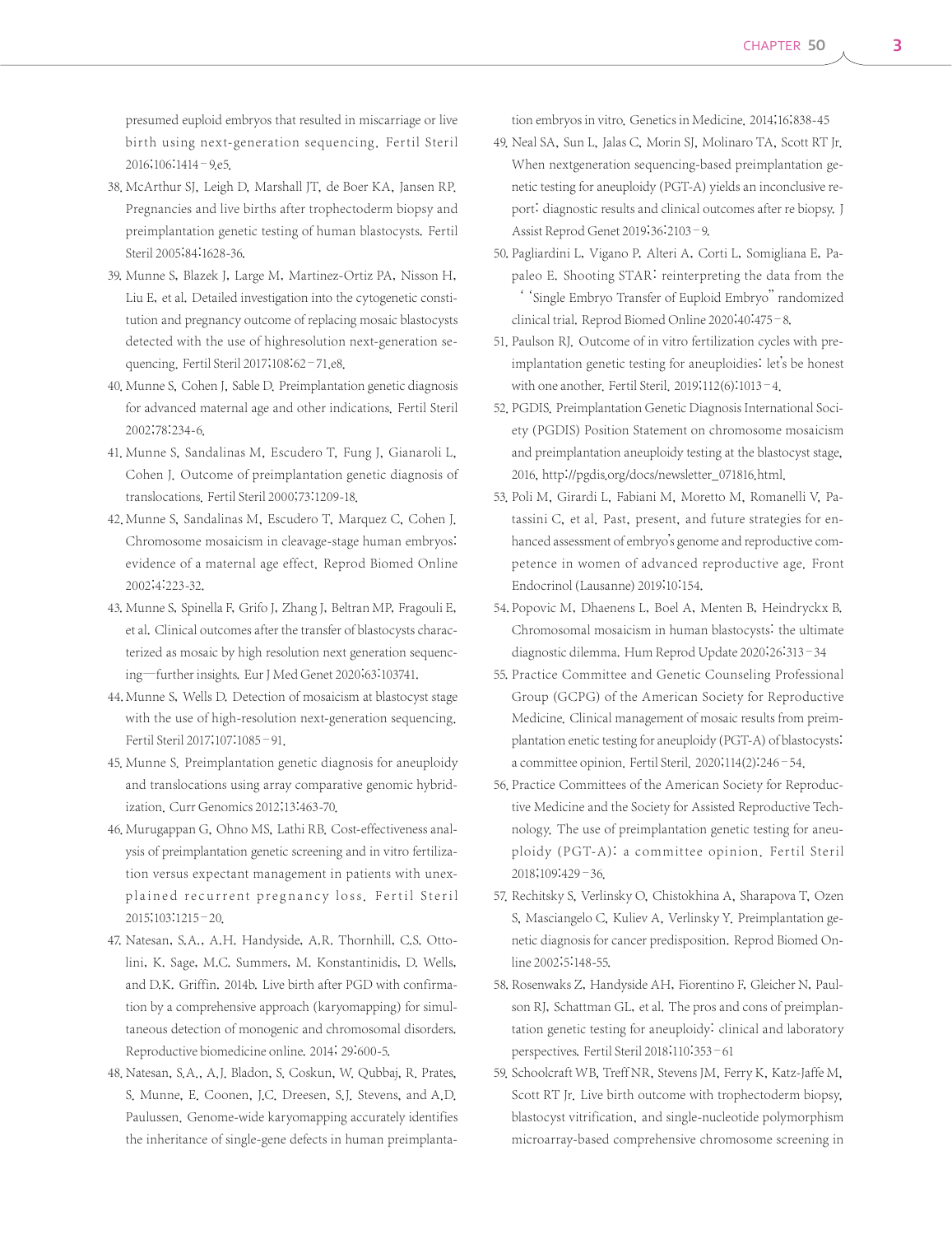presumed euploid embryos that resulted in miscarriage or live birth using next-generation sequencing. Fertil Steril 2016;106:1414–9.e5.

38. McArthur SJ, Leigh D, Marshall JT, de Boer KA, Jansen RP. Pregnancies and live births after trophectoderm biopsy and preimplantation genetic testing of human blastocysts. Fertil Steril 2005;84:1628-36.
39. Munne S, Blazek J, Large M, Martinez-Ortiz PA, Nisson H, Liu E, et al. Detailed investigation into the cytogenetic constitution and pregnancy outcome of replacing mosaic blastocysts detected with the use of highresolution next-generation sequencing. Fertil Steril 2017;108:62–71.e8.
40. Munne S, Cohen J, Sable D. Preimplantation genetic diagnosis for advanced maternal age and other indications. Fertil Steril 2002;78:234-6.
41. Munne S, Sandalinas M, Escudero T, Fung J, Gianaroli L, Cohen J. Outcome of preimplantation genetic diagnosis of translocations. Fertil Steril 2000;73:1209-18.
42. Munne S, Sandalinas M, Escudero T, Marquez C, Cohen J. Chromosome mosaicism in cleavage-stage human embryos: evidence of a maternal age effect. Reprod Biomed Online 2002;4:223-32.
43. Munne S, Spinella F, Grifo J, Zhang J, Beltran MP, Fragouli E, et al. Clinical outcomes after the transfer of blastocysts characterized as mosaic by high resolution next generation sequencing—further insights. Eur J Med Genet 2020;63:103741.
44. Munne S, Wells D. Detection of mosaicism at blastocyst stage with the use of high-resolution next-generation sequencing. Fertil Steril 2017;107:1085–91.
45. Munne S. Preimplantation genetic diagnosis for aneuploidy and translocations using array comparative genomic hybridization. Curr Genomics 2012;13:463-70.
46. Murugappan G, Ohno MS, Lathi RB. Cost-effectiveness analysis of preimplantation genetic screening and in vitro fertilization versus expectant management in patients with unexplained recurrent pregnancy loss. Fertil Steril 2015;103:1215–20.
47. Natesan, S.A., A.H. Handyside, A.R. Thornhill, C.S. Ottolini, K. Sage, M.C. Summers, M. Konstantinidis, D. Wells, and D.K. Griffin. 2014b. Live birth after PGD with confirmation by a comprehensive approach (karyomapping) for simultaneous detection of monogenic and chromosomal disorders. Reproductive biomedicine online. 2014; 29:600-5.
48. Natesan, S.A., A.J. Bladon, S. Coskun, W. Qubbaj, R. Prates, S. Munne, E. Coonen, J.C. Dreesen, S.J. Stevens, and A.D. Paulussen. Genome-wide karyomapping accurately identifies the inheritance of single-gene defects in human preimplantation embryos in vitro. Genetics in Medicine. 2014;16;838-45
49. Neal SA, Sun L, Jalas C, Morin SJ, Molinaro TA, Scott RT Jr. When nextgeneration sequencing-based preimplantation genetic testing for aneuploidy (PGT-A) yields an inconclusive report: diagnostic results and clinical outcomes after re biopsy. J Assist Reprod Genet 2019;36:2103–9.
50. Pagliardini L, Vigano P, Alteri A, Corti L, Somigliana E, Papaleo E. Shooting STAR: reinterpreting the data from the ''Single Embryo Transfer of Euploid Embryo" randomized clinical trial. Reprod Biomed Online 2020;40:475–8.
51. Paulson RJ. Outcome of in vitro fertilization cycles with preimplantation genetic testing for aneuploidies: let's be honest with one another. Fertil Steril. 2019;112(6):1013–4.
52. PGDIS. Preimplantation Genetic Diagnosis International Society (PGDIS) Position Statement on chromosome mosaicism and preimplantation aneuploidy testing at the blastocyst stage. 2016. http://pgdis.org/docs/newsletter_071816.html.
53. Poli M, Girardi L, Fabiani M, Moretto M, Romanelli V, Patassini C, et al. Past, present, and future strategies for enhanced assessment of embryo's genome and reproductive competence in women of advanced reproductive age. Front Endocrinol (Lausanne) 2019;10:154.
54. Popovic M, Dhaenens L, Boel A, Menten B, Heindryckx B. Chromosomal mosaicism in human blastocysts: the ultimate diagnostic dilemma. Hum Reprod Update 2020;26:313–34
55. Practice Committee and Genetic Counseling Professional Group (GCPG) of the American Society for Reproductive Medicine. Clinical management of mosaic results from preimplantation enetic testing for aneuploidy (PGT-A) of blastocysts: a committee opinion. Fertil Steril. 2020;114(2):246–54.
56. Practice Committees of the American Society for Reproductive Medicine and the Society for Assisted Reproductive Technology. The use of preimplantation genetic testing for aneuploidy (PGT-A): a committee opinion. Fertil Steril 2018;109:429–36.
57. Rechitsky S, Verlinsky O, Chistokhina A, Sharapova T, Ozen S, Masciangelo C, Kuliev A, Verlinsky Y. Preimplantation genetic diagnosis for cancer predisposition. Reprod Biomed Online 2002;5:148-55.
58. Rosenwaks Z, Handyside AH, Fiorentino F, Gleicher N, Paulson RJ, Schattman GL, et al. The pros and cons of preimplantation genetic testing for aneuploidy: clinical and laboratory perspectives. Fertil Steril 2018;110:353–61
59. Schoolcraft WB, Treff NR, Stevens JM, Ferry K, Katz-Jaffe M, Scott RT Jr. Live birth outcome with trophectoderm biopsy, blastocyst vitrification, and single-nucleotide polymorphism microarray-based comprehensive chromosome screening in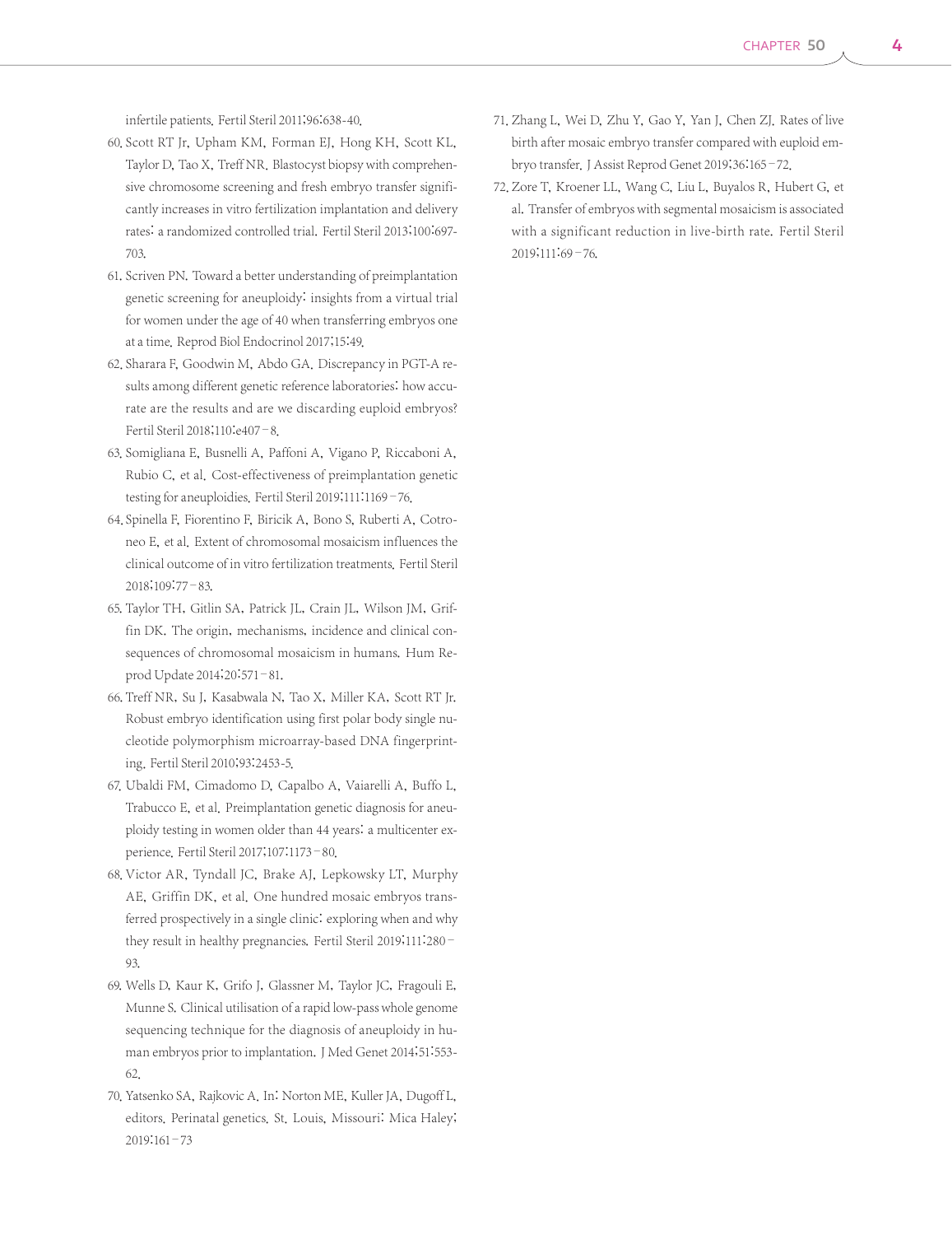infertile patients. Fertil Steril 2011;96:638-40.

60. Scott RT Jr, Upham KM, Forman EJ, Hong KH, Scott KL, Taylor D, Tao X, Treff NR. Blastocyst biopsy with comprehensive chromosome screening and fresh embryo transfer significantly increases in vitro fertilization implantation and delivery rates: a randomized controlled trial. Fertil Steril 2013;100:697-703.
61. Scriven PN. Toward a better understanding of preimplantation genetic screening for aneuploidy: insights from a virtual trial for women under the age of 40 when transferring embryos one at a time. Reprod Biol Endocrinol 2017;15:49.
62. Sharara F, Goodwin M, Abdo GA. Discrepancy in PGT-A results among different genetic reference laboratories: how accurate are the results and are we discarding euploid embryos? Fertil Steril 2018;110:e407–8.
63. Somigliana E, Busnelli A, Paffoni A, Vigano P, Riccaboni A, Rubio C, et al. Cost-effectiveness of preimplantation genetic testing for aneuploidies. Fertil Steril 2019;111:1169–76.
64. Spinella F, Fiorentino F, Biricik A, Bono S, Ruberti A, Cotroneo E, et al. Extent of chromosomal mosaicism influences the clinical outcome of in vitro fertilization treatments. Fertil Steril 2018;109:77–83.
65. Taylor TH, Gitlin SA, Patrick JL, Crain JL, Wilson JM, Griffin DK. The origin, mechanisms, incidence and clinical consequences of chromosomal mosaicism in humans. Hum Reprod Update 2014;20:571–81.
66. Treff NR, Su J, Kasabwala N, Tao X, Miller KA, Scott RT Jr. Robust embryo identification using first polar body single nucleotide polymorphism microarray-based DNA fingerprinting. Fertil Steril 2010;93:2453-5.
67. Ubaldi FM, Cimadomo D, Capalbo A, Vaiarelli A, Buffo L, Trabucco E, et al. Preimplantation genetic diagnosis for aneuploidy testing in women older than 44 years: a multicenter experience. Fertil Steril 2017;107:1173–80.
68. Victor AR, Tyndall JC, Brake AJ, Lepkowsky LT, Murphy AE, Griffin DK, et al. One hundred mosaic embryos transferred prospectively in a single clinic: exploring when and why they result in healthy pregnancies. Fertil Steril 2019;111:280–93.
69. Wells D, Kaur K, Grifo J, Glassner M, Taylor JC, Fragouli E, Munne S. Clinical utilisation of a rapid low-pass whole genome sequencing technique for the diagnosis of aneuploidy in human embryos prior to implantation. J Med Genet 2014;51:553-62.
70. Yatsenko SA, Rajkovic A. In: Norton ME, Kuller JA, Dugoff L, editors. Perinatal genetics. St. Louis, Missouri: Mica Haley; 2019:161–73
71. Zhang L, Wei D, Zhu Y, Gao Y, Yan J, Chen ZJ. Rates of live birth after mosaic embryo transfer compared with euploid embryo transfer. J Assist Reprod Genet 2019;36:165–72.
72. Zore T, Kroener LL, Wang C, Liu L, Buyalos R, Hubert G, et al. Transfer of embryos with segmental mosaicism is associated with a significant reduction in live-birth rate. Fertil Steril 2019;111:69–76.